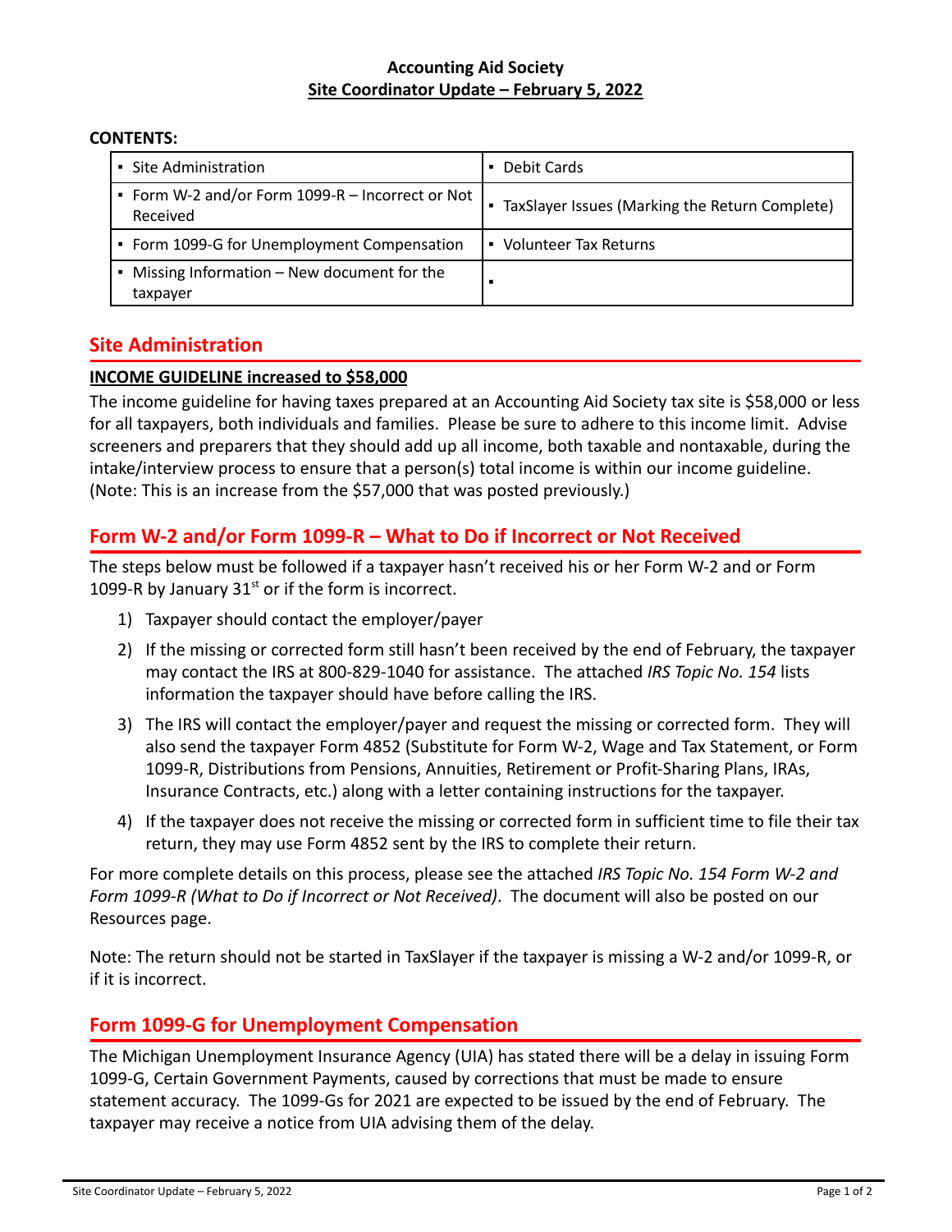**Accounting Aid Society**
**Site Coordinator Update – February 5, 2022**

**CONTENTS:**

| | |
|---|---|
| ▪ Site Administration | ▪ Debit Cards |
| ▪ Form W-2 and/or Form 1099-R – Incorrect or Not Received | ▪ TaxSlayer Issues (Marking the Return Complete) |
| ▪ Form 1099-G for Unemployment Compensation | ▪ Volunteer Tax Returns |
| ▪ Missing Information – New document for the taxpayer | ▪ |

## Site Administration

**INCOME GUIDELINE increased to $58,000**

The income guideline for having taxes prepared at an Accounting Aid Society tax site is $58,000 or less for all taxpayers, both individuals and families. Please be sure to adhere to this income limit. Advise screeners and preparers that they should add up all income, both taxable and nontaxable, during the intake/interview process to ensure that a person(s) total income is within our income guideline. (Note: This is an increase from the $57,000 that was posted previously.)

## Form W-2 and/or Form 1099-R – What to Do if Incorrect or Not Received

The steps below must be followed if a taxpayer hasn't received his or her Form W-2 and or Form 1099-R by January 31st or if the form is incorrect.

1) Taxpayer should contact the employer/payer
2) If the missing or corrected form still hasn't been received by the end of February, the taxpayer may contact the IRS at 800-829-1040 for assistance. The attached *IRS Topic No. 154* lists information the taxpayer should have before calling the IRS.
3) The IRS will contact the employer/payer and request the missing or corrected form. They will also send the taxpayer Form 4852 (Substitute for Form W-2, Wage and Tax Statement, or Form 1099-R, Distributions from Pensions, Annuities, Retirement or Profit-Sharing Plans, IRAs, Insurance Contracts, etc.) along with a letter containing instructions for the taxpayer.
4) If the taxpayer does not receive the missing or corrected form in sufficient time to file their tax return, they may use Form 4852 sent by the IRS to complete their return.

For more complete details on this process, please see the attached *IRS Topic No. 154 Form W-2 and Form 1099-R (What to Do if Incorrect or Not Received)*. The document will also be posted on our Resources page.

Note: The return should not be started in TaxSlayer if the taxpayer is missing a W-2 and/or 1099-R, or if it is incorrect.

## Form 1099-G for Unemployment Compensation

The Michigan Unemployment Insurance Agency (UIA) has stated there will be a delay in issuing Form 1099-G, Certain Government Payments, caused by corrections that must be made to ensure statement accuracy. The 1099-Gs for 2021 are expected to be issued by the end of February. The taxpayer may receive a notice from UIA advising them of the delay.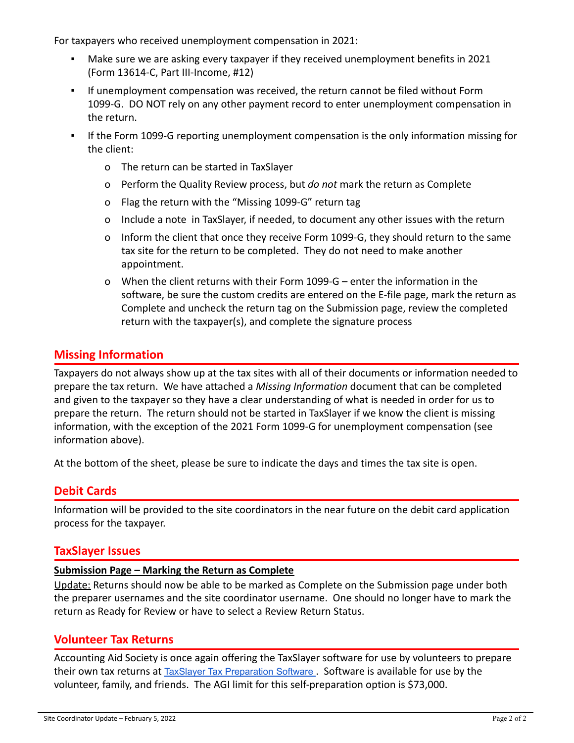For taxpayers who received unemployment compensation in 2021:

- Make sure we are asking every taxpayer if they received unemployment benefits in 2021 (Form 13614-C, Part III-Income, #12)
- If unemployment compensation was received, the return cannot be filed without Form 1099-G. DO NOT rely on any other payment record to enter unemployment compensation in the return.
- If the Form 1099-G reporting unemployment compensation is the only information missing for the client:
  - The return can be started in TaxSlayer
  - Perform the Quality Review process, but *do not* mark the return as Complete
  - Flag the return with the "Missing 1099-G" return tag
  - Include a note in TaxSlayer, if needed, to document any other issues with the return
  - Inform the client that once they receive Form 1099-G, they should return to the same tax site for the return to be completed. They do not need to make another appointment.
  - When the client returns with their Form 1099-G – enter the information in the software, be sure the custom credits are entered on the E-file page, mark the return as Complete and uncheck the return tag on the Submission page, review the completed return with the taxpayer(s), and complete the signature process

## Missing Information

Taxpayers do not always show up at the tax sites with all of their documents or information needed to prepare the tax return. We have attached a *Missing Information* document that can be completed and given to the taxpayer so they have a clear understanding of what is needed in order for us to prepare the return. The return should not be started in TaxSlayer if we know the client is missing information, with the exception of the 2021 Form 1099-G for unemployment compensation (see information above).

At the bottom of the sheet, please be sure to indicate the days and times the tax site is open.

## Debit Cards

Information will be provided to the site coordinators in the near future on the debit card application process for the taxpayer.

## TaxSlayer Issues

**Submission Page – Marking the Return as Complete**

Update: Returns should now be able to be marked as Complete on the Submission page under both the preparer usernames and the site coordinator username. One should no longer have to mark the return as Ready for Review or have to select a Review Return Status.

## Volunteer Tax Returns

Accounting Aid Society is once again offering the TaxSlayer software for use by volunteers to prepare their own tax returns at TaxSlayer Tax Preparation Software . Software is available for use by the volunteer, family, and friends. The AGI limit for this self-preparation option is $73,000.